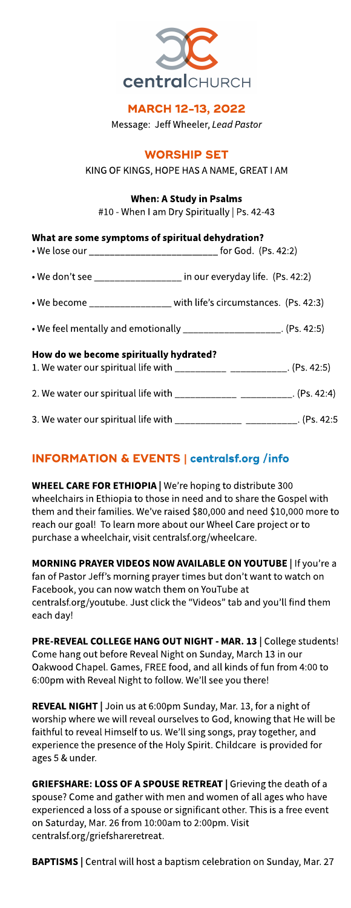centralCHURCH

## MARCH 12-13, 2022

Message: Jeff Wheeler, *Lead Pastor*

## WORSHIP SET

KING OF KINGS, HOPE HAS A NAME, GREAT I AM

**When: A Study in Psalms**

#10 - When I am Dry Spiritually | Ps. 42-43

**What are some symptoms of spiritual dehydration?**

- We lose our ________________________ for God. (Ps. 42:2)
- We don't see ________________ in our everyday life. (Ps. 42:2)
- We become _______________ with life's circumstances. (Ps. 42:3)
- We feel mentally and emotionally __________________. (Ps. 42:5)

**How do we become spiritually hydrated?**

1. We water our spiritual life with __________ ___________. (Ps. 42:5)
2. We water our spiritual life with ____________ __________. (Ps. 42:4)
3. We water our spiritual life with _____________ __________. (Ps. 42:5

## INFORMATION & EVENTS | centralsf.org /info

**WHEEL CARE FOR ETHIOPIA |** We're hoping to distribute 300 wheelchairs in Ethiopia to those in need and to share the Gospel with them and their families. We've raised $80,000 and need $10,000 more to reach our goal! To learn more about our Wheel Care project or to purchase a wheelchair, visit centralsf.org/wheelcare.

**MORNING PRAYER VIDEOS NOW AVAILABLE ON YOUTUBE |** If you're a fan of Pastor Jeff's morning prayer times but don't want to watch on Facebook, you can now watch them on YouTube at centralsf.org/youtube. Just click the "Videos" tab and you'll find them each day!

**PRE-REVEAL COLLEGE HANG OUT NIGHT - MAR. 13 |** College students! Come hang out before Reveal Night on Sunday, March 13 in our Oakwood Chapel. Games, FREE food, and all kinds of fun from 4:00 to 6:00pm with Reveal Night to follow. We'll see you there!

**REVEAL NIGHT |** Join us at 6:00pm Sunday, Mar. 13, for a night of worship where we will reveal ourselves to God, knowing that He will be faithful to reveal Himself to us. We'll sing songs, pray together, and experience the presence of the Holy Spirit. Childcare is provided for ages 5 & under.

**GRIEFSHARE: LOSS OF A SPOUSE RETREAT |** Grieving the death of a spouse? Come and gather with men and women of all ages who have experienced a loss of a spouse or significant other. This is a free event on Saturday, Mar. 26 from 10:00am to 2:00pm. Visit centralsf.org/griefshareretreat.

**BAPTISMS |** Central will host a baptism celebration on Sunday, Mar. 27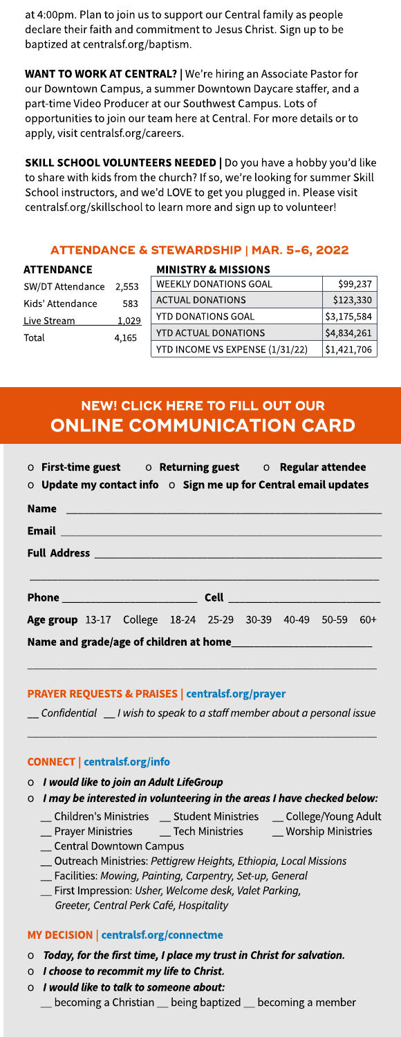at 4:00pm. Plan to join us to support our Central family as people declare their faith and commitment to Jesus Christ. Sign up to be baptized at centralsf.org/baptism.

**WANT TO WORK AT CENTRAL? |** We're hiring an Associate Pastor for our Downtown Campus, a summer Downtown Daycare staffer, and a part-time Video Producer at our Southwest Campus. Lots of opportunities to join our team here at Central. For more details or to apply, visit centralsf.org/careers.

**SKILL SCHOOL VOLUNTEERS NEEDED |** Do you have a hobby you'd like to share with kids from the church? If so, we're looking for summer Skill School instructors, and we'd LOVE to get you plugged in. Please visit centralsf.org/skillschool to learn more and sign up to volunteer!

## ATTENDANCE & STEWARDSHIP | MAR. 5-6, 2022

**ATTENDANCE**

| | |
|---|---|
| SW/DT Attendance | 2,553 |
| Kids' Attendance | 583 |
| Live Stream | 1,029 |
| Total | 4,165 |

**MINISTRY & MISSIONS**

| | |
|---|---|
| WEEKLY DONATIONS GOAL | $99,237 |
| ACTUAL DONATIONS | $123,330 |
| YTD DONATIONS GOAL | $3,175,584 |
| YTD ACTUAL DONATIONS | $4,834,261 |
| YTD INCOME VS EXPENSE (1/31/22) | $1,421,706 |

## NEW! CLICK HERE TO FILL OUT OUR ONLINE COMMUNICATION CARD

○ **First-time guest** ○ **Returning guest** ○ **Regular attendee**
○ **Update my contact info** ○ **Sign me up for Central email updates**

**Name** ______________________________

**Email** ______________________________

**Full Address** ______________________________

______________________________

**Phone** ______________ **Cell** ______________

**Age group** 13-17 College 18-24 25-29 30-39 40-49 50-59 60+

**Name and grade/age of children at home** ______________

______________________________

### PRAYER REQUESTS & PRAISES | centralsf.org/prayer

__ *Confidential* __ *I wish to speak to a staff member about a personal issue*

______________________________

### CONNECT | centralsf.org/info

○ ***I would like to join an Adult LifeGroup***
○ ***I may be interested in volunteering in the areas I have checked below:***

__ Children's Ministries __ Student Ministries __ College/Young Adult
__ Prayer Ministries __ Tech Ministries __ Worship Ministries
__ Central Downtown Campus
__ Outreach Ministries: *Pettigrew Heights, Ethiopia, Local Missions*
__ Facilities: *Mowing, Painting, Carpentry, Set-up, General*
__ First Impression: *Usher, Welcome desk, Valet Parking, Greeter, Central Perk Café, Hospitality*

### MY DECISION | centralsf.org/connectme

○ ***Today, for the first time, I place my trust in Christ for salvation.***
○ ***I choose to recommit my life to Christ.***
○ ***I would like to talk to someone about:***
__ becoming a Christian __ being baptized __ becoming a member